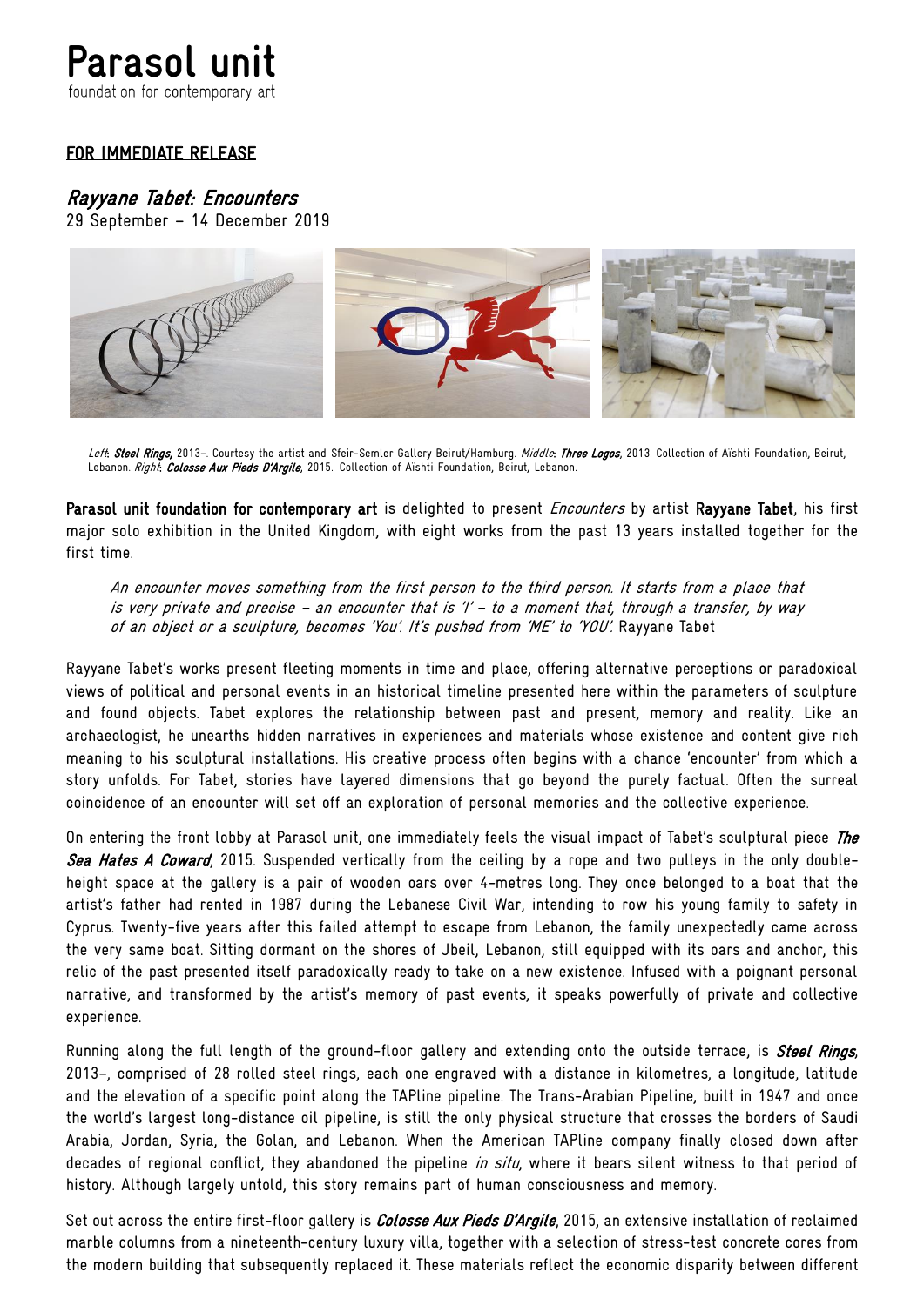# Parasol unit

foundation for contemporary art

**FOR IMMEDIATE RELEASE**

## *Rayyane Tabet: Encounters*

29 September – 14 December 2019

*Left*: ***Steel Rings***, 2013–. Courtesy the artist and Sfeir-Semler Gallery Beirut/Hamburg. *Middle*: ***Three Logos***, 2013. Collection of Aïshti Foundation, Beirut, Lebanon. *Right*: ***Colosse Aux Pieds D'Argile***, 2015. Collection of Aïshti Foundation, Beirut, Lebanon.

**Parasol unit foundation for contemporary art** is delighted to present *Encounters* by artist **Rayyane Tabet**, his first major solo exhibition in the United Kingdom, with eight works from the past 13 years installed together for the first time.

> *An encounter moves something from the first person to the third person. It starts from a place that is very private and precise – an encounter that is 'I' – to a moment that, through a transfer, by way of an object or a sculpture, becomes 'You'. It's pushed from 'ME' to 'YOU'.* Rayyane Tabet

Rayyane Tabet's works present fleeting moments in time and place, offering alternative perceptions or paradoxical views of political and personal events in an historical timeline presented here within the parameters of sculpture and found objects. Tabet explores the relationship between past and present, memory and reality. Like an archaeologist, he unearths hidden narratives in experiences and materials whose existence and content give rich meaning to his sculptural installations. His creative process often begins with a chance 'encounter' from which a story unfolds. For Tabet, stories have layered dimensions that go beyond the purely factual. Often the surreal coincidence of an encounter will set off an exploration of personal memories and the collective experience.

On entering the front lobby at Parasol unit, one immediately feels the visual impact of Tabet's sculptural piece ***The Sea Hates A Coward***, 2015. Suspended vertically from the ceiling by a rope and two pulleys in the only double-height space at the gallery is a pair of wooden oars over 4-metres long. They once belonged to a boat that the artist's father had rented in 1987 during the Lebanese Civil War, intending to row his young family to safety in Cyprus. Twenty-five years after this failed attempt to escape from Lebanon, the family unexpectedly came across the very same boat. Sitting dormant on the shores of Jbeil, Lebanon, still equipped with its oars and anchor, this relic of the past presented itself paradoxically ready to take on a new existence. Infused with a poignant personal narrative, and transformed by the artist's memory of past events, it speaks powerfully of private and collective experience.

Running along the full length of the ground-floor gallery and extending onto the outside terrace, is ***Steel Rings***, 2013–, comprised of 28 rolled steel rings, each one engraved with a distance in kilometres, a longitude, latitude and the elevation of a specific point along the TAPline pipeline. The Trans-Arabian Pipeline, built in 1947 and once the world's largest long-distance oil pipeline, is still the only physical structure that crosses the borders of Saudi Arabia, Jordan, Syria, the Golan, and Lebanon. When the American TAPline company finally closed down after decades of regional conflict, they abandoned the pipeline *in situ*, where it bears silent witness to that period of history. Although largely untold, this story remains part of human consciousness and memory.

Set out across the entire first-floor gallery is ***Colosse Aux Pieds D'Argile***, 2015, an extensive installation of reclaimed marble columns from a nineteenth-century luxury villa, together with a selection of stress-test concrete cores from the modern building that subsequently replaced it. These materials reflect the economic disparity between different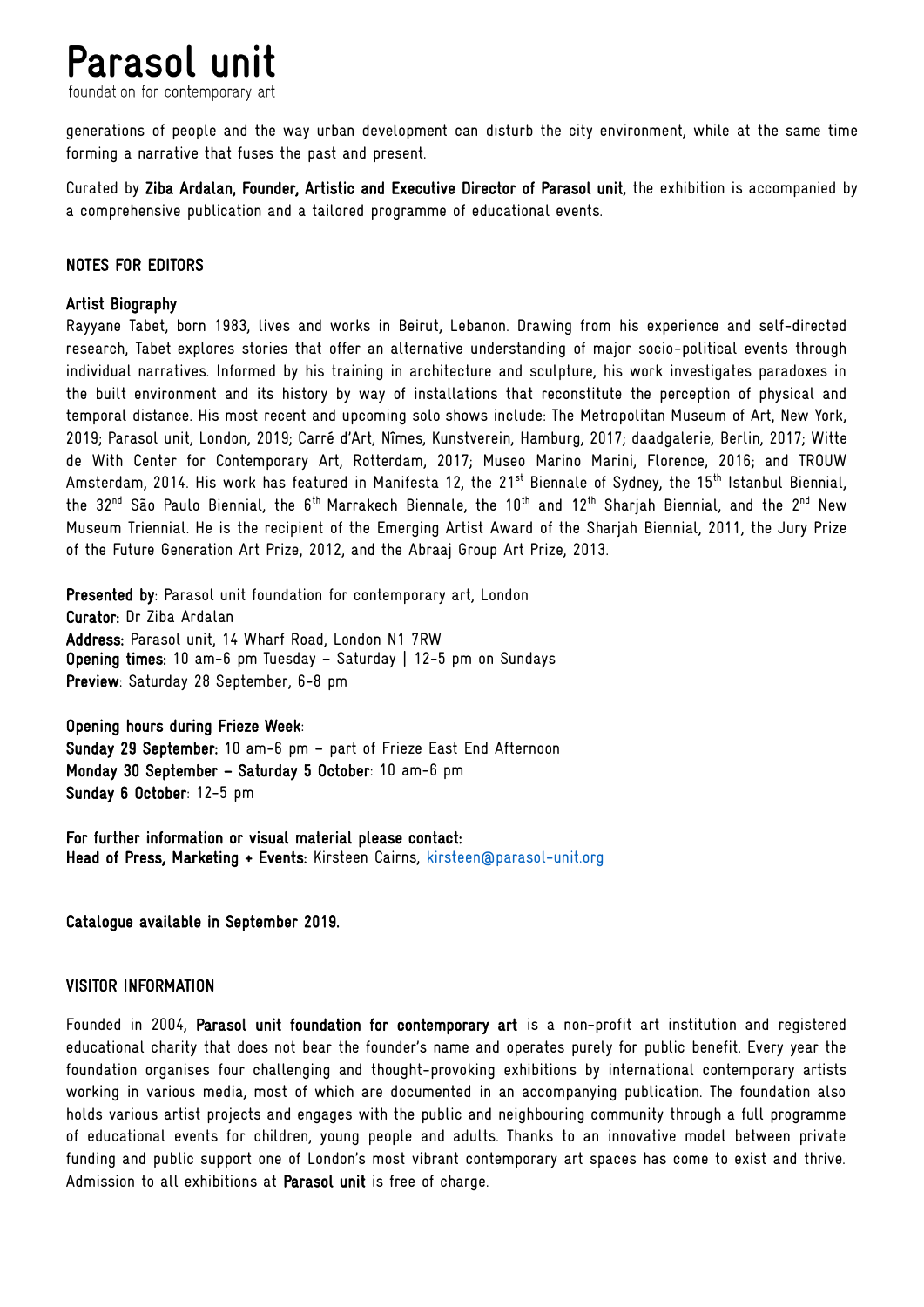generations of people and the way urban development can disturb the city environment, while at the same time forming a narrative that fuses the past and present.

Curated by **Ziba Ardalan, Founder, Artistic and Executive Director of Parasol unit**, the exhibition is accompanied by a comprehensive publication and a tailored programme of educational events.

## NOTES FOR EDITORS

### Artist Biography

Rayyane Tabet, born 1983, lives and works in Beirut, Lebanon. Drawing from his experience and self-directed research, Tabet explores stories that offer an alternative understanding of major socio-political events through individual narratives. Informed by his training in architecture and sculpture, his work investigates paradoxes in the built environment and its history by way of installations that reconstitute the perception of physical and temporal distance. His most recent and upcoming solo shows include: The Metropolitan Museum of Art, New York, 2019; Parasol unit, London, 2019; Carré d'Art, Nîmes, Kunstverein, Hamburg, 2017; daadgalerie, Berlin, 2017; Witte de With Center for Contemporary Art, Rotterdam, 2017; Museo Marino Marini, Florence, 2016; and TROUW Amsterdam, 2014. His work has featured in Manifesta 12, the 21st Biennale of Sydney, the 15th Istanbul Biennial, the 32nd São Paulo Biennial, the 6th Marrakech Biennale, the 10th and 12th Sharjah Biennial, and the 2nd New Museum Triennial. He is the recipient of the Emerging Artist Award of the Sharjah Biennial, 2011, the Jury Prize of the Future Generation Art Prize, 2012, and the Abraaj Group Art Prize, 2013.

**Presented by**: Parasol unit foundation for contemporary art, London
**Curator:** Dr Ziba Ardalan
**Address:** Parasol unit, 14 Wharf Road, London N1 7RW
**Opening times:** 10 am–6 pm Tuesday – Saturday | 12–5 pm on Sundays
**Preview**: Saturday 28 September, 6–8 pm

**Opening hours during Frieze Week**:
**Sunday 29 September:** 10 am–6 pm – part of Frieze East End Afternoon
**Monday 30 September – Saturday 5 October**: 10 am–6 pm
**Sunday 6 October**: 12–5 pm

**For further information or visual material please contact:**
**Head of Press, Marketing + Events:** Kirsteen Cairns, kirsteen@parasol-unit.org

**Catalogue available in September 2019.**

## VISITOR INFORMATION

Founded in 2004, **Parasol unit foundation for contemporary art** is a non-profit art institution and registered educational charity that does not bear the founder's name and operates purely for public benefit. Every year the foundation organises four challenging and thought-provoking exhibitions by international contemporary artists working in various media, most of which are documented in an accompanying publication. The foundation also holds various artist projects and engages with the public and neighbouring community through a full programme of educational events for children, young people and adults. Thanks to an innovative model between private funding and public support one of London's most vibrant contemporary art spaces has come to exist and thrive. Admission to all exhibitions at **Parasol unit** is free of charge.